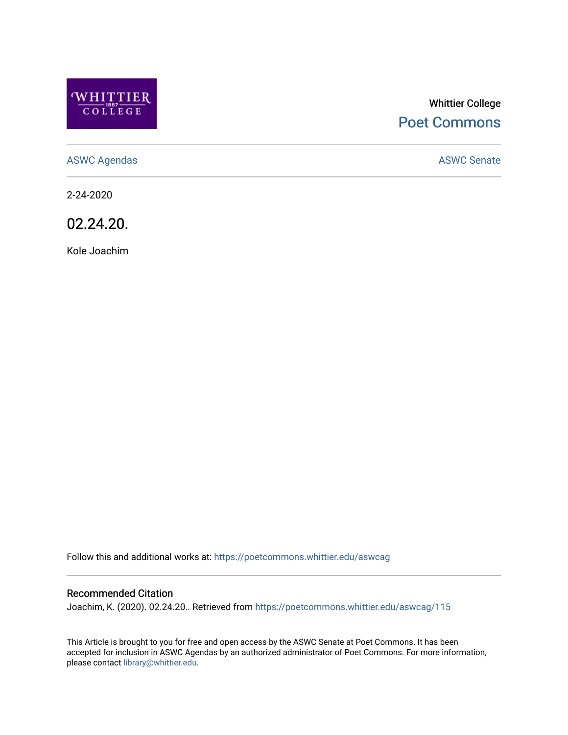Whittier College

Poet Commons

ASWC Agendas

ASWC Senate

2-24-2020

# 02.24.20.

Kole Joachim

Follow this and additional works at: https://poetcommons.whittier.edu/aswcag

## Recommended Citation

Joachim, K. (2020). 02.24.20.. Retrieved from https://poetcommons.whittier.edu/aswcag/115

This Article is brought to you for free and open access by the ASWC Senate at Poet Commons. It has been accepted for inclusion in ASWC Agendas by an authorized administrator of Poet Commons. For more information, please contact library@whittier.edu.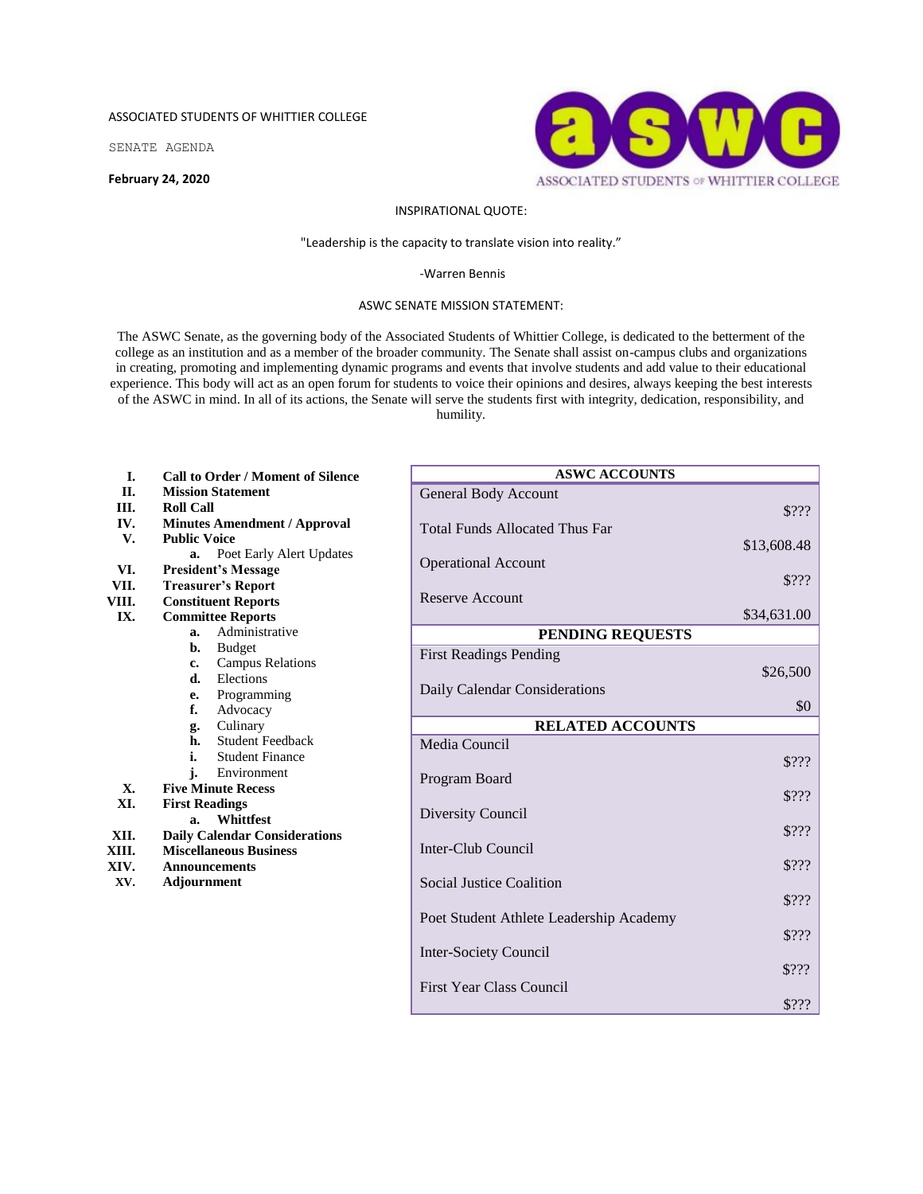ASSOCIATED STUDENTS OF WHITTIER COLLEGE

SENATE AGENDA

**February 24, 2020**

INSPIRATIONAL QUOTE:

"Leadership is the capacity to translate vision into reality."

-Warren Bennis

ASWC SENATE MISSION STATEMENT:

The ASWC Senate, as the governing body of the Associated Students of Whittier College, is dedicated to the betterment of the college as an institution and as a member of the broader community. The Senate shall assist on-campus clubs and organizations in creating, promoting and implementing dynamic programs and events that involve students and add value to their educational experience. This body will act as an open forum for students to voice their opinions and desires, always keeping the best interests of the ASWC in mind. In all of its actions, the Senate will serve the students first with integrity, dedication, responsibility, and humility.

I. **Call to Order / Moment of Silence**
II. **Mission Statement**
III. **Roll Call**
IV. **Minutes Amendment / Approval**
V. **Public Voice**
   a. Poet Early Alert Updates
VI. **President's Message**
VII. **Treasurer's Report**
VIII. **Constituent Reports**
IX. **Committee Reports**
   a. Administrative
   b. Budget
   c. Campus Relations
   d. Elections
   e. Programming
   f. Advocacy
   g. Culinary
   h. Student Feedback
   i. Student Finance
   j. Environment
X. **Five Minute Recess**
XI. **First Readings**
   a. **Whittfest**
XII. **Daily Calendar Considerations**
XIII. **Miscellaneous Business**
XIV. **Announcements**
XV. **Adjournment**

| ASWC ACCOUNTS | |
|---|---|
| General Body Account | $??? |
| Total Funds Allocated Thus Far | $13,608.48 |
| Operational Account | $??? |
| Reserve Account | $34,631.00 |
| **PENDING REQUESTS** | |
| First Readings Pending | $26,500 |
| Daily Calendar Considerations | $0 |
| **RELATED ACCOUNTS** | |
| Media Council | $??? |
| Program Board | $??? |
| Diversity Council | $??? |
| Inter-Club Council | $??? |
| Social Justice Coalition | $??? |
| Poet Student Athlete Leadership Academy | $??? |
| Inter-Society Council | $??? |
| First Year Class Council | $??? |